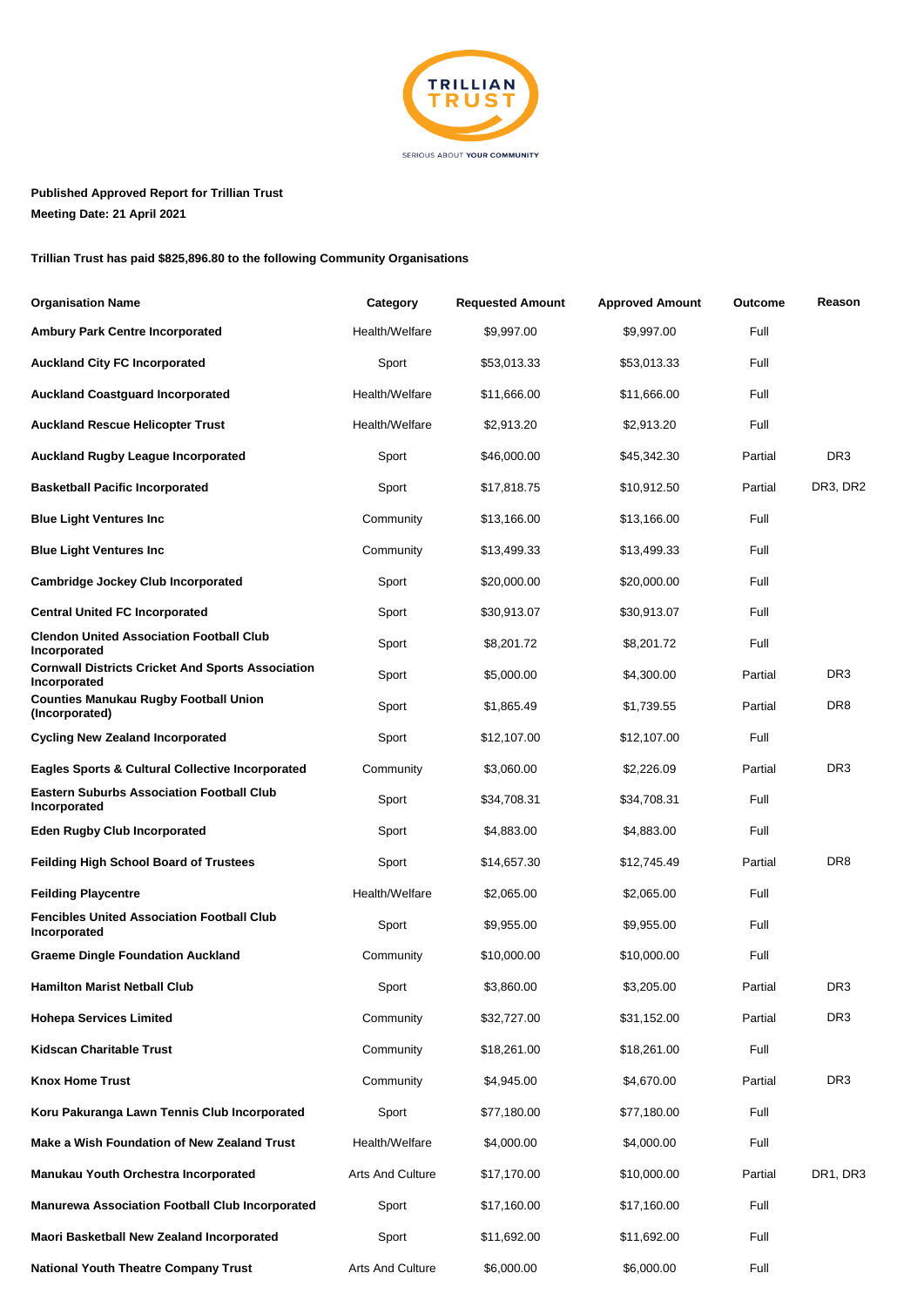**Published Approved Report for Trillian Trust**

**Meeting Date: 21 April 2021**

**Trillian Trust has paid $825,896.80 to the following Community Organisations**

| Organisation Name | Category | Requested Amount | Approved Amount | Outcome | Reason |
|---|---|---|---|---|---|
| **Ambury Park Centre Incorporated** | Health/Welfare | $9,997.00 | $9,997.00 | Full | |
| **Auckland City FC Incorporated** | Sport | $53,013.33 | $53,013.33 | Full | |
| **Auckland Coastguard Incorporated** | Health/Welfare | $11,666.00 | $11,666.00 | Full | |
| **Auckland Rescue Helicopter Trust** | Health/Welfare | $2,913.20 | $2,913.20 | Full | |
| **Auckland Rugby League Incorporated** | Sport | $46,000.00 | $45,342.30 | Partial | DR3 |
| **Basketball Pacific Incorporated** | Sport | $17,818.75 | $10,912.50 | Partial | DR3, DR2 |
| **Blue Light Ventures Inc** | Community | $13,166.00 | $13,166.00 | Full | |
| **Blue Light Ventures Inc** | Community | $13,499.33 | $13,499.33 | Full | |
| **Cambridge Jockey Club Incorporated** | Sport | $20,000.00 | $20,000.00 | Full | |
| **Central United FC Incorporated** | Sport | $30,913.07 | $30,913.07 | Full | |
| **Clendon United Association Football Club Incorporated** | Sport | $8,201.72 | $8,201.72 | Full | |
| **Cornwall Districts Cricket And Sports Association Incorporated** | Sport | $5,000.00 | $4,300.00 | Partial | DR3 |
| **Counties Manukau Rugby Football Union (Incorporated)** | Sport | $1,865.49 | $1,739.55 | Partial | DR8 |
| **Cycling New Zealand Incorporated** | Sport | $12,107.00 | $12,107.00 | Full | |
| **Eagles Sports & Cultural Collective Incorporated** | Community | $3,060.00 | $2,226.09 | Partial | DR3 |
| **Eastern Suburbs Association Football Club Incorporated** | Sport | $34,708.31 | $34,708.31 | Full | |
| **Eden Rugby Club Incorporated** | Sport | $4,883.00 | $4,883.00 | Full | |
| **Feilding High School Board of Trustees** | Sport | $14,657.30 | $12,745.49 | Partial | DR8 |
| **Feilding Playcentre** | Health/Welfare | $2,065.00 | $2,065.00 | Full | |
| **Fencibles United Association Football Club Incorporated** | Sport | $9,955.00 | $9,955.00 | Full | |
| **Graeme Dingle Foundation Auckland** | Community | $10,000.00 | $10,000.00 | Full | |
| **Hamilton Marist Netball Club** | Sport | $3,860.00 | $3,205.00 | Partial | DR3 |
| **Hohepa Services Limited** | Community | $32,727.00 | $31,152.00 | Partial | DR3 |
| **Kidscan Charitable Trust** | Community | $18,261.00 | $18,261.00 | Full | |
| **Knox Home Trust** | Community | $4,945.00 | $4,670.00 | Partial | DR3 |
| **Koru Pakuranga Lawn Tennis Club Incorporated** | Sport | $77,180.00 | $77,180.00 | Full | |
| **Make a Wish Foundation of New Zealand Trust** | Health/Welfare | $4,000.00 | $4,000.00 | Full | |
| **Manukau Youth Orchestra Incorporated** | Arts And Culture | $17,170.00 | $10,000.00 | Partial | DR1, DR3 |
| **Manurewa Association Football Club Incorporated** | Sport | $17,160.00 | $17,160.00 | Full | |
| **Maori Basketball New Zealand Incorporated** | Sport | $11,692.00 | $11,692.00 | Full | |
| **National Youth Theatre Company Trust** | Arts And Culture | $6,000.00 | $6,000.00 | Full | |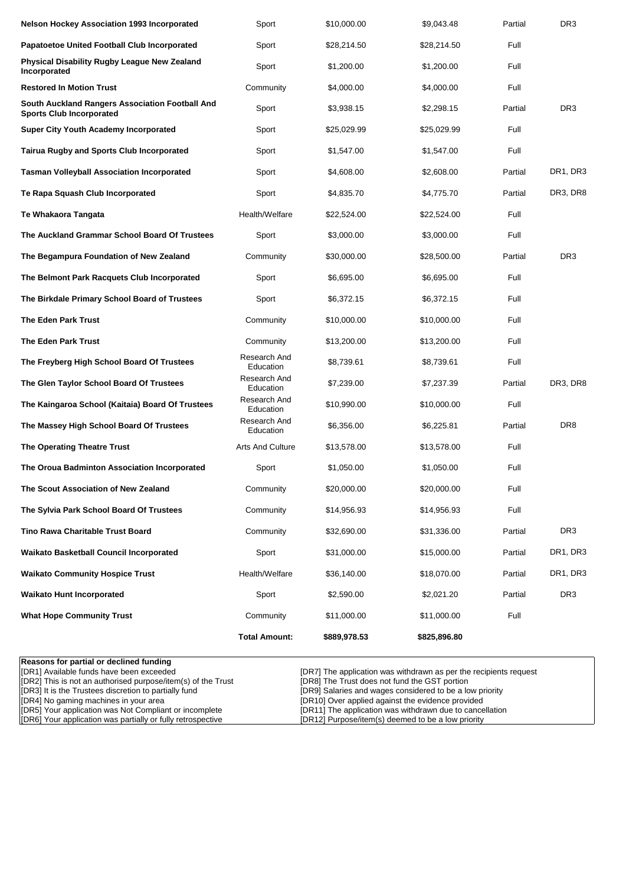| | | | | | |
|---|---|---|---|---|---|
| **Nelson Hockey Association 1993 Incorporated** | Sport | $10,000.00 | $9,043.48 | Partial | DR3 |
| **Papatoetoe United Football Club Incorporated** | Sport | $28,214.50 | $28,214.50 | Full | |
| **Physical Disability Rugby League New Zealand Incorporated** | Sport | $1,200.00 | $1,200.00 | Full | |
| **Restored In Motion Trust** | Community | $4,000.00 | $4,000.00 | Full | |
| **South Auckland Rangers Association Football And Sports Club Incorporated** | Sport | $3,938.15 | $2,298.15 | Partial | DR3 |
| **Super City Youth Academy Incorporated** | Sport | $25,029.99 | $25,029.99 | Full | |
| **Tairua Rugby and Sports Club Incorporated** | Sport | $1,547.00 | $1,547.00 | Full | |
| **Tasman Volleyball Association Incorporated** | Sport | $4,608.00 | $2,608.00 | Partial | DR1, DR3 |
| **Te Rapa Squash Club Incorporated** | Sport | $4,835.70 | $4,775.70 | Partial | DR3, DR8 |
| **Te Whakaora Tangata** | Health/Welfare | $22,524.00 | $22,524.00 | Full | |
| **The Auckland Grammar School Board Of Trustees** | Sport | $3,000.00 | $3,000.00 | Full | |
| **The Begampura Foundation of New Zealand** | Community | $30,000.00 | $28,500.00 | Partial | DR3 |
| **The Belmont Park Racquets Club Incorporated** | Sport | $6,695.00 | $6,695.00 | Full | |
| **The Birkdale Primary School Board of Trustees** | Sport | $6,372.15 | $6,372.15 | Full | |
| **The Eden Park Trust** | Community | $10,000.00 | $10,000.00 | Full | |
| **The Eden Park Trust** | Community | $13,200.00 | $13,200.00 | Full | |
| **The Freyberg High School Board Of Trustees** | Research And Education | $8,739.61 | $8,739.61 | Full | |
| **The Glen Taylor School Board Of Trustees** | Research And Education | $7,239.00 | $7,237.39 | Partial | DR3, DR8 |
| **The Kaingaroa School (Kaitaia) Board Of Trustees** | Research And Education | $10,990.00 | $10,000.00 | Full | |
| **The Massey High School Board Of Trustees** | Research And Education | $6,356.00 | $6,225.81 | Partial | DR8 |
| **The Operating Theatre Trust** | Arts And Culture | $13,578.00 | $13,578.00 | Full | |
| **The Oroua Badminton Association Incorporated** | Sport | $1,050.00 | $1,050.00 | Full | |
| **The Scout Association of New Zealand** | Community | $20,000.00 | $20,000.00 | Full | |
| **The Sylvia Park School Board Of Trustees** | Community | $14,956.93 | $14,956.93 | Full | |
| **Tino Rawa Charitable Trust Board** | Community | $32,690.00 | $31,336.00 | Partial | DR3 |
| **Waikato Basketball Council Incorporated** | Sport | $31,000.00 | $15,000.00 | Partial | DR1, DR3 |
| **Waikato Community Hospice Trust** | Health/Welfare | $36,140.00 | $18,070.00 | Partial | DR1, DR3 |
| **Waikato Hunt Incorporated** | Sport | $2,590.00 | $2,021.20 | Partial | DR3 |
| **What Hope Community Trust** | Community | $11,000.00 | $11,000.00 | Full | |
| | **Total Amount:** | **$889,978.53** | **$825,896.80** | | |

**Reasons for partial or declined funding**

[DR1] Available funds have been exceeded
[DR2] This is not an authorised purpose/item(s) of the Trust
[DR3] It is the Trustees discretion to partially fund
[DR4] No gaming machines in your area
[DR5] Your application was Not Compliant or incomplete
[DR6] Your application was partially or fully retrospective
[DR7] The application was withdrawn as per the recipients request
[DR8] The Trust does not fund the GST portion
[DR9] Salaries and wages considered to be a low priority
[DR10] Over applied against the evidence provided
[DR11] The application was withdrawn due to cancellation
[DR12] Purpose/item(s) deemed to be a low priority